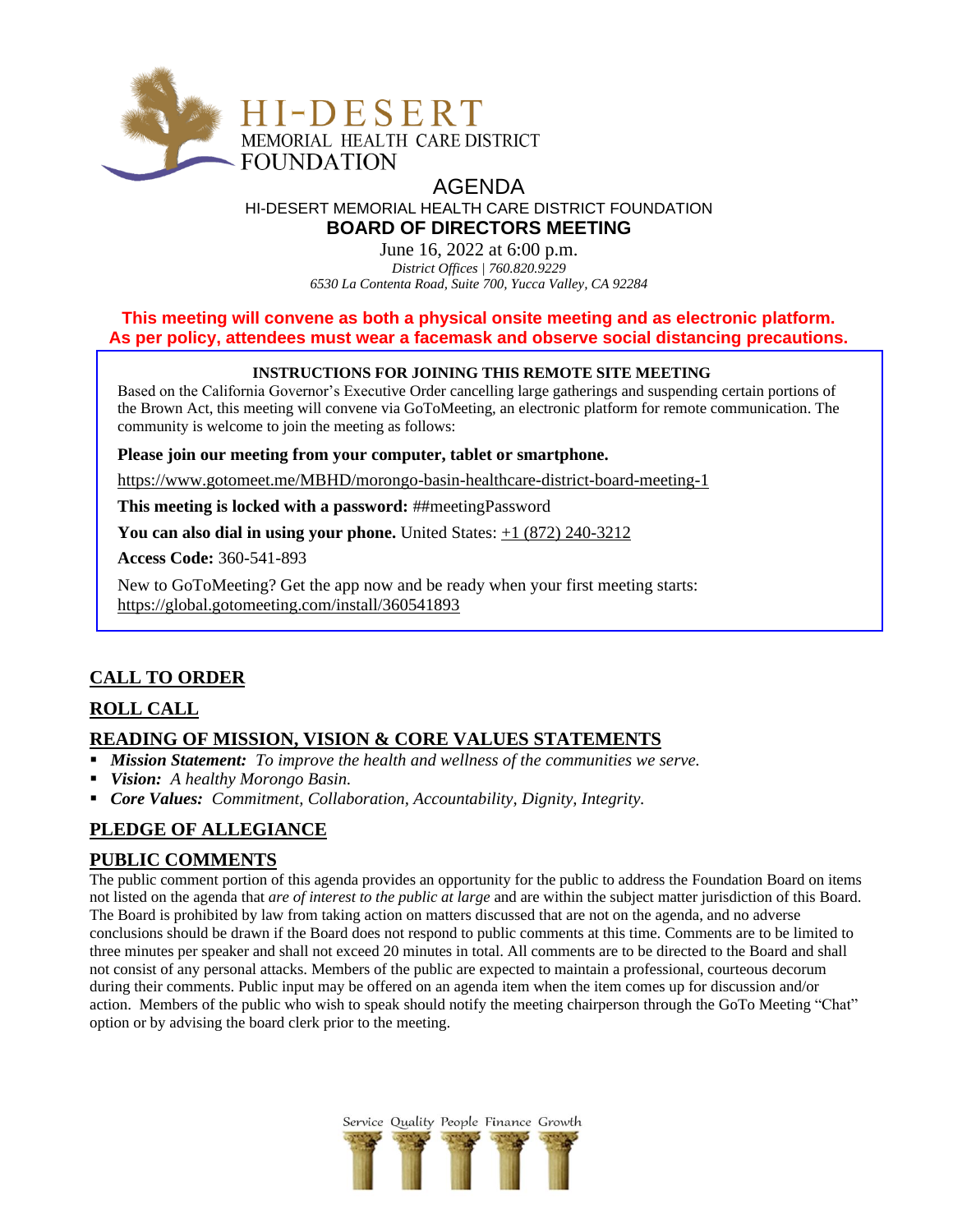HI-DESERT
MEMORIAL HEALTH CARE DISTRICT
FOUNDATION

# AGENDA

HI-DESERT MEMORIAL HEALTH CARE DISTRICT FOUNDATION

## BOARD OF DIRECTORS MEETING

June 16, 2022 at 6:00 p.m.

*District Offices | 760.820.9229*

*6530 La Contenta Road, Suite 700, Yucca Valley, CA 92284*

**This meeting will convene as both a physical onsite meeting and as electronic platform. As per policy, attendees must wear a facemask and observe social distancing precautions.**

**INSTRUCTIONS FOR JOINING THIS REMOTE SITE MEETING**

Based on the California Governor's Executive Order cancelling large gatherings and suspending certain portions of the Brown Act, this meeting will convene via GoToMeeting, an electronic platform for remote communication. The community is welcome to join the meeting as follows:

**Please join our meeting from your computer, tablet or smartphone.**

https://www.gotomeet.me/MBHD/morongo-basin-healthcare-district-board-meeting-1

**This meeting is locked with a password:** ##meetingPassword

**You can also dial in using your phone.** United States: +1 (872) 240-3212

**Access Code:** 360-541-893

New to GoToMeeting? Get the app now and be ready when your first meeting starts: https://global.gotomeeting.com/install/360541893

## CALL TO ORDER

## ROLL CALL

## READING OF MISSION, VISION & CORE VALUES STATEMENTS

- ***Mission Statement:*** *To improve the health and wellness of the communities we serve.*
- ***Vision:*** *A healthy Morongo Basin.*
- ***Core Values:*** *Commitment, Collaboration, Accountability, Dignity, Integrity.*

## PLEDGE OF ALLEGIANCE

## PUBLIC COMMENTS

The public comment portion of this agenda provides an opportunity for the public to address the Foundation Board on items not listed on the agenda that *are of interest to the public at large* and are within the subject matter jurisdiction of this Board. The Board is prohibited by law from taking action on matters discussed that are not on the agenda, and no adverse conclusions should be drawn if the Board does not respond to public comments at this time. Comments are to be limited to three minutes per speaker and shall not exceed 20 minutes in total. All comments are to be directed to the Board and shall not consist of any personal attacks. Members of the public are expected to maintain a professional, courteous decorum during their comments. Public input may be offered on an agenda item when the item comes up for discussion and/or action. Members of the public who wish to speak should notify the meeting chairperson through the GoTo Meeting "Chat" option or by advising the board clerk prior to the meeting.

Service Quality People Finance Growth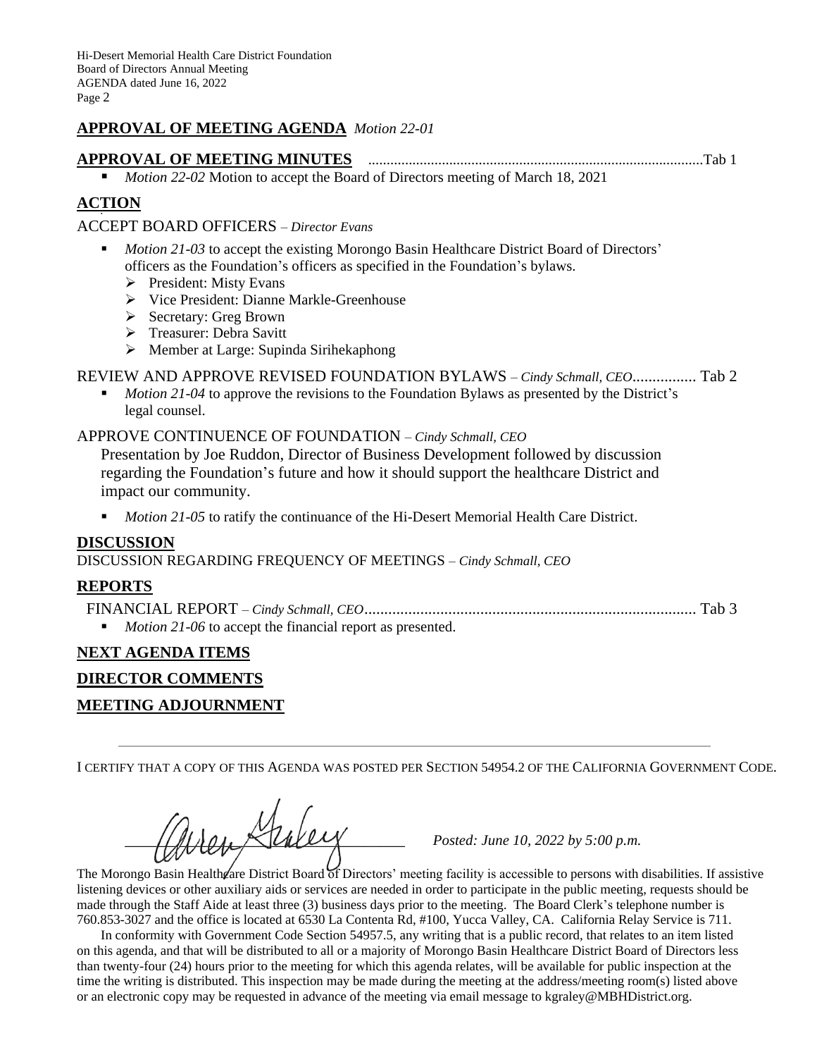## APPROVAL OF MEETING AGENDA *Motion 22-01*

## APPROVAL OF MEETING MINUTES ........................................................................................Tab 1

- *Motion 22-02* Motion to accept the Board of Directors meeting of March 18, 2021

## ACTION

ACCEPT BOARD OFFICERS – *Director Evans*

- *Motion 21-03* to accept the existing Morongo Basin Healthcare District Board of Directors' officers as the Foundation's officers as specified in the Foundation's bylaws.
  - President: Misty Evans
  - Vice President: Dianne Markle-Greenhouse
  - Secretary: Greg Brown
  - Treasurer: Debra Savitt
  - Member at Large: Supinda Sirihekaphong

REVIEW AND APPROVE REVISED FOUNDATION BYLAWS – *Cindy Schmall, CEO*................ Tab 2

- *Motion 21-04* to approve the revisions to the Foundation Bylaws as presented by the District's legal counsel.

APPROVE CONTINUENCE OF FOUNDATION – *Cindy Schmall, CEO*

Presentation by Joe Ruddon, Director of Business Development followed by discussion regarding the Foundation's future and how it should support the healthcare District and impact our community.

- *Motion 21-05* to ratify the continuance of the Hi-Desert Memorial Health Care District.

## DISCUSSION

DISCUSSION REGARDING FREQUENCY OF MEETINGS – *Cindy Schmall, CEO*

## REPORTS

FINANCIAL REPORT – *Cindy Schmall, CEO*.................................................................................. Tab 3

- *Motion 21-06* to accept the financial report as presented.

## NEXT AGENDA ITEMS

## DIRECTOR COMMENTS

## MEETING ADJOURNMENT

---

I CERTIFY THAT A COPY OF THIS AGENDA WAS POSTED PER SECTION 54954.2 OF THE CALIFORNIA GOVERNMENT CODE.

*Posted: June 10, 2022 by 5:00 p.m.*

The Morongo Basin Healthcare District Board of Directors' meeting facility is accessible to persons with disabilities. If assistive listening devices or other auxiliary aids or services are needed in order to participate in the public meeting, requests should be made through the Staff Aide at least three (3) business days prior to the meeting. The Board Clerk's telephone number is 760.853-3027 and the office is located at 6530 La Contenta Rd, #100, Yucca Valley, CA. California Relay Service is 711.

In conformity with Government Code Section 54957.5, any writing that is a public record, that relates to an item listed on this agenda, and that will be distributed to all or a majority of Morongo Basin Healthcare District Board of Directors less than twenty-four (24) hours prior to the meeting for which this agenda relates, will be available for public inspection at the time the writing is distributed. This inspection may be made during the meeting at the address/meeting room(s) listed above or an electronic copy may be requested in advance of the meeting via email message to kgraley@MBHDistrict.org.